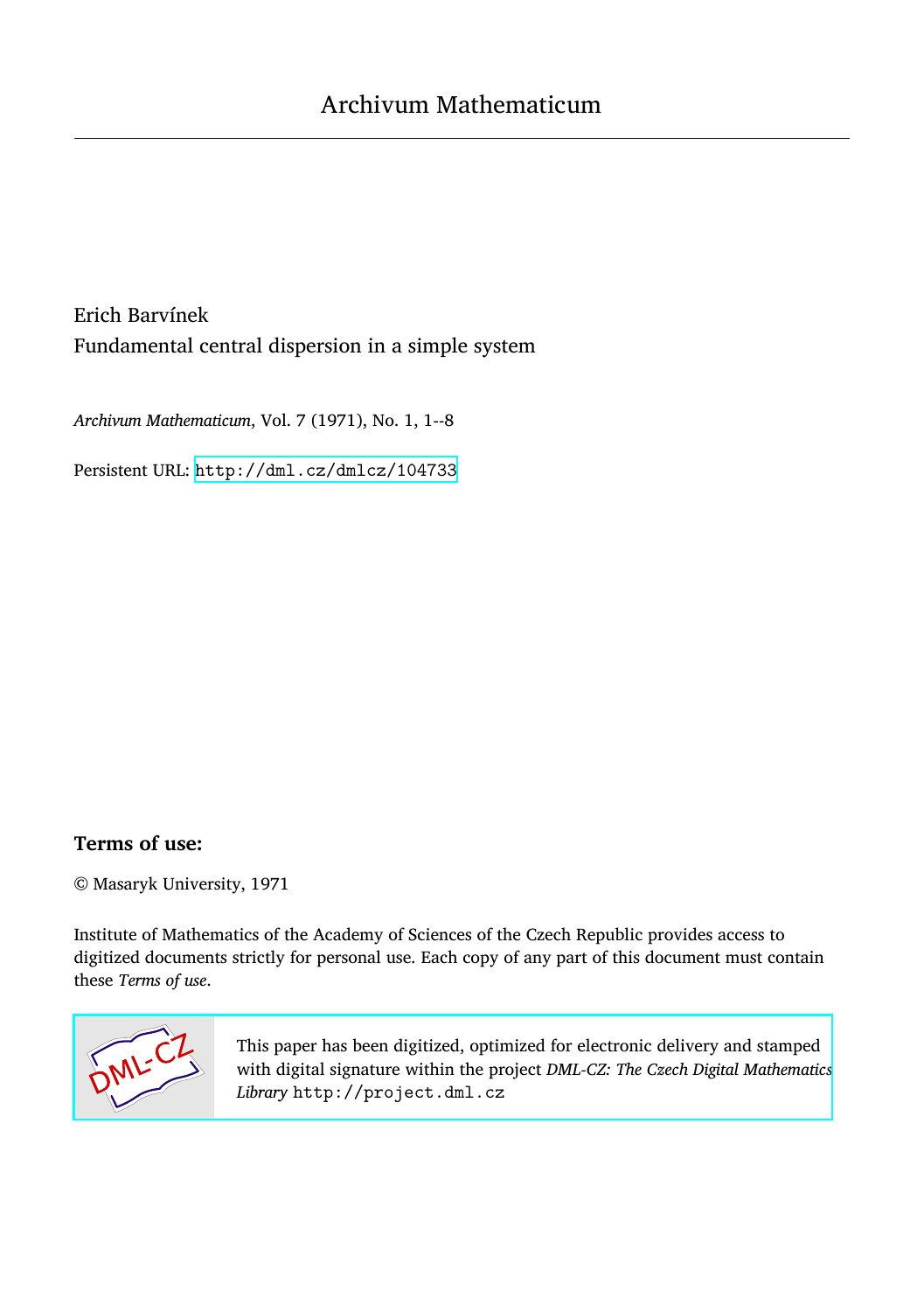# Archivum Mathematicum

Erich Barvínek

Fundamental central dispersion in a simple system

*Archivum Mathematicum*, Vol. 7 (1971), No. 1, 1--8

Persistent URL: http://dml.cz/dmlcz/104733

## Terms of use:

© Masaryk University, 1971

Institute of Mathematics of the Academy of Sciences of the Czech Republic provides access to digitized documents strictly for personal use. Each copy of any part of this document must contain these *Terms of use*.

This paper has been digitized, optimized for electronic delivery and stamped with digital signature within the project *DML-CZ: The Czech Digital Mathematics Library* http://project.dml.cz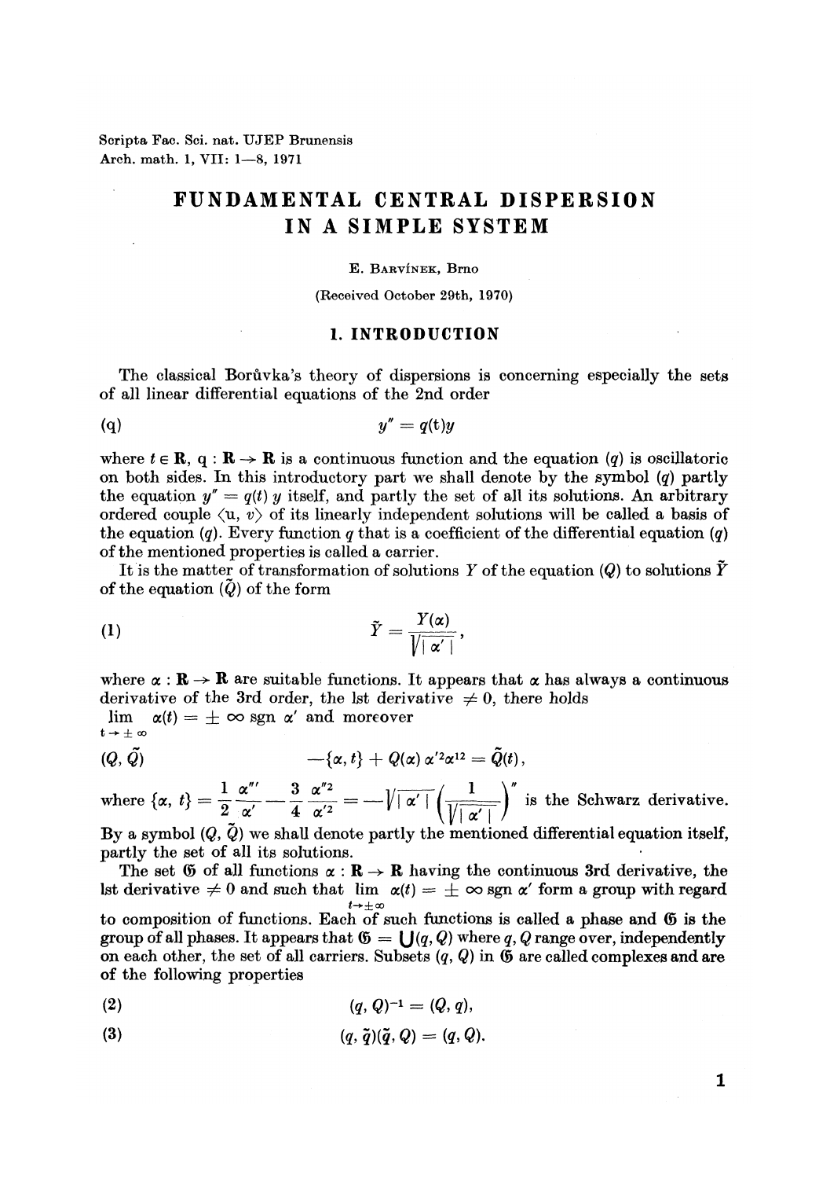Scripta Fac. Sci. nat. UJEP Brunensis
Arch. math. 1, VII: 1—8, 1971

# FUNDAMENTAL CENTRAL DISPERSION IN A SIMPLE SYSTEM

E. Barvínek, Brno

(Received October 29th, 1970)

## 1. INTRODUCTION

The classical Borůvka's theory of dispersions is concerning especially the sets of all linear differential equations of the 2nd order

$$y'' = q(t)y \tag{q}$$

where $t \in \mathbf{R}$, $q : \mathbf{R} \to \mathbf{R}$ is a continuous function and the equation (q) is oscillatoric on both sides. In this introductory part we shall denote by the symbol (q) partly the equation $y'' = q(t)\,y$ itself, and partly the set of all its solutions. An arbitrary ordered couple $\langle u, v \rangle$ of its linearly independent solutions will be called a basis of the equation (q). Every function $q$ that is a coefficient of the differential equation (q) of the mentioned properties is called a carrier.

It is the matter of transformation of solutions $Y$ of the equation $(Q)$ to solutions $\tilde{Y}$ of the equation $(\tilde{Q})$ of the form

$$\tilde{Y} = \frac{Y(\alpha)}{\sqrt{|\alpha'|}}, \tag{1}$$

where $\alpha : \mathbf{R} \to \mathbf{R}$ are suitable functions. It appears that $\alpha$ has always a continuous derivative of the 3rd order, the 1st derivative $\neq 0$, there holds $\lim\limits_{t \to \pm\infty} \alpha(t) = \pm \infty \operatorname{sgn} \alpha'$ and moreover

$$-\{\alpha, t\} + Q(\alpha)\,\alpha'^2\alpha^{12} = \tilde{Q}(t), \tag{$Q, \tilde{Q}$}$$

where $\{\alpha, t\} = \dfrac{1}{2}\dfrac{\alpha'''}{\alpha'} - \dfrac{3}{4}\dfrac{\alpha''^2}{\alpha'^2} = -\sqrt{|\alpha'|}\left(\dfrac{1}{\sqrt{|\alpha'|}}\right)''$ is the Schwarz derivative.

By a symbol $(Q, \tilde{Q})$ we shall denote partly the mentioned differential equation itself, partly the set of all its solutions.

The set $\mathfrak{G}$ of all functions $\alpha : \mathbf{R} \to \mathbf{R}$ having the continuous 3rd derivative, the 1st derivative $\neq 0$ and such that $\lim\limits_{t \to \pm\infty} \alpha(t) = \pm \infty \operatorname{sgn} \alpha'$ form a group with regard to composition of functions. Each of such functions is called a phase and $\mathfrak{G}$ is the group of all phases. It appears that $\mathfrak{G} = \bigcup (q, Q)$ where $q, Q$ range over, independently on each other, the set of all carriers. Subsets $(q, Q)$ in $\mathfrak{G}$ are called complexes and are of the following properties

$$(q, Q)^{-1} = (Q, q), \tag{2}$$

$$(q, \tilde{q})(\tilde{q}, Q) = (q, Q). \tag{3}$$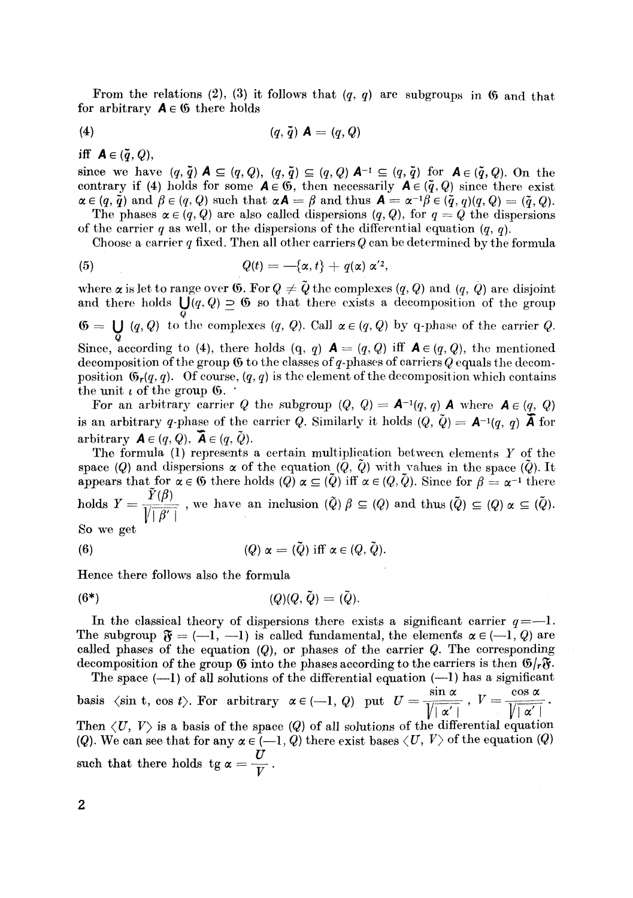From the relations (2), (3) it follows that $(q, q)$ are subgroups in $\mathfrak{G}$ and that for arbitrary $\mathbf{A} \in \mathfrak{G}$ there holds

$$(4) \qquad (q, \tilde{q})\, \mathbf{A} = (q, Q)$$

iff $\mathbf{A} \in (\tilde{q}, Q)$,

since we have $(q, \tilde{q})\, \mathbf{A} \subseteq (q, Q)$, $(q, \tilde{q}) \subseteq (q, Q)\, \mathbf{A}^{-1} \subseteq (q, \tilde{q})$ for $\mathbf{A} \in (\tilde{q}, Q)$. On the contrary if (4) holds for some $\mathbf{A} \in \mathfrak{G}$, then necessarily $\mathbf{A} \in (\tilde{q}, Q)$ since there exist $\alpha \in (q, \tilde{q})$ and $\beta \in (q, Q)$ such that $\alpha \mathbf{A} = \beta$ and thus $\mathbf{A} = \alpha^{-1}\beta \in (\tilde{q}, q)(q, Q) = (\tilde{q}, Q)$.

The phases $\alpha \in (q, Q)$ are also called dispersions $(q, Q)$, for $q = Q$ the dispersions of the carrier $q$ as well, or the dispersions of the differential equation $(q, q)$.

Choose a carrier $q$ fixed. Then all other carriers $Q$ can be determined by the formula

$$(5) \qquad Q(t) = -\{\alpha, t\} + q(\alpha)\, \alpha'^2,$$

where $\alpha$ is let to range over $\mathfrak{G}$. For $Q \neq \tilde{Q}$ the complexes $(q, Q)$ and $(q, \tilde{Q})$ are disjoint and there holds $\bigcup_Q (q, Q) \supseteq \mathfrak{G}$ so that there exists a decomposition of the group $\mathfrak{G} = \bigcup_Q (q, Q)$ to the complexes $(q, Q)$. Call $\alpha \in (q, Q)$ by q-phase of the carrier $Q$. Since, according to (4), there holds $(q, q)\, \mathbf{A} = (q, Q)$ iff $\mathbf{A} \in (q, Q)$, the mentioned decomposition of the group $\mathfrak{G}$ to the classes of $q$-phases of carriers $Q$ equals the decomposition $\mathfrak{G}_r(q, q)$. Of course, $(q, q)$ is the element of the decomposition which contains the unit $\iota$ of the group $\mathfrak{G}$.

For an arbitrary carrier $Q$ the subgroup $(Q, Q) = \mathbf{A}^{-1}(q, q)\, \mathbf{A}$ where $\mathbf{A} \in (q, Q)$ is an arbitrary $q$-phase of the carrier $Q$. Similarly it holds $(Q, \tilde{Q}) = \mathbf{A}^{-1}(q, q)\, \tilde{\mathbf{A}}$ for arbitrary $\mathbf{A} \in (q, Q)$, $\tilde{\mathbf{A}} \in (q, \tilde{Q})$.

The formula (1) represents a certain multiplication between elements $Y$ of the space $(Q)$ and dispersions $\alpha$ of the equation $(Q, \tilde{Q})$ with values in the space $(\tilde{Q})$. It appears that for $\alpha \in \mathfrak{G}$ there holds $(Q)\, \alpha \subseteq (\tilde{Q})$ iff $\alpha \in (Q, \tilde{Q})$. Since for $\beta = \alpha^{-1}$ there holds $Y = \dfrac{\tilde{Y}(\beta)}{\sqrt{|\beta'|}}$, we have an inclusion $(\tilde{Q})\, \beta \subseteq (Q)$ and thus $(\tilde{Q}) \subseteq (Q)\, \alpha \subseteq (\tilde{Q})$. So we get

$$(6) \qquad (Q)\, \alpha = (\tilde{Q}) \text{ iff } \alpha \in (Q, \tilde{Q}).$$

Hence there follows also the formula

$$(6^*) \qquad (Q)(Q, \tilde{Q}) = (\tilde{Q}).$$

In the classical theory of dispersions there exists a significant carrier $q = -1$. The subgroup $\mathfrak{F} = (-1, -1)$ is called fundamental, the elements $\alpha \in (-1, Q)$ are called phases of the equation $(Q)$, or phases of the carrier $Q$. The corresponding decomposition of the group $\mathfrak{G}$ into the phases according to the carriers is then $\mathfrak{G}/_r\mathfrak{F}$.

The space $(-1)$ of all solutions of the differential equation $(-1)$ has a significant basis $\langle \sin t, \cos t \rangle$. For arbitrary $\alpha \in (-1, Q)$ put $U = \dfrac{\sin \alpha}{\sqrt{|\alpha'|}}$, $V = \dfrac{\cos \alpha}{\sqrt{|\alpha'|}}$. Then $\langle U, V \rangle$ is a basis of the space $(Q)$ of all solutions of the differential equation $(Q)$. We can see that for any $\alpha \in (-1, Q)$ there exist bases $\langle U, V \rangle$ of the equation $(Q)$ such that there holds $\operatorname{tg} \alpha = \dfrac{U}{V}$.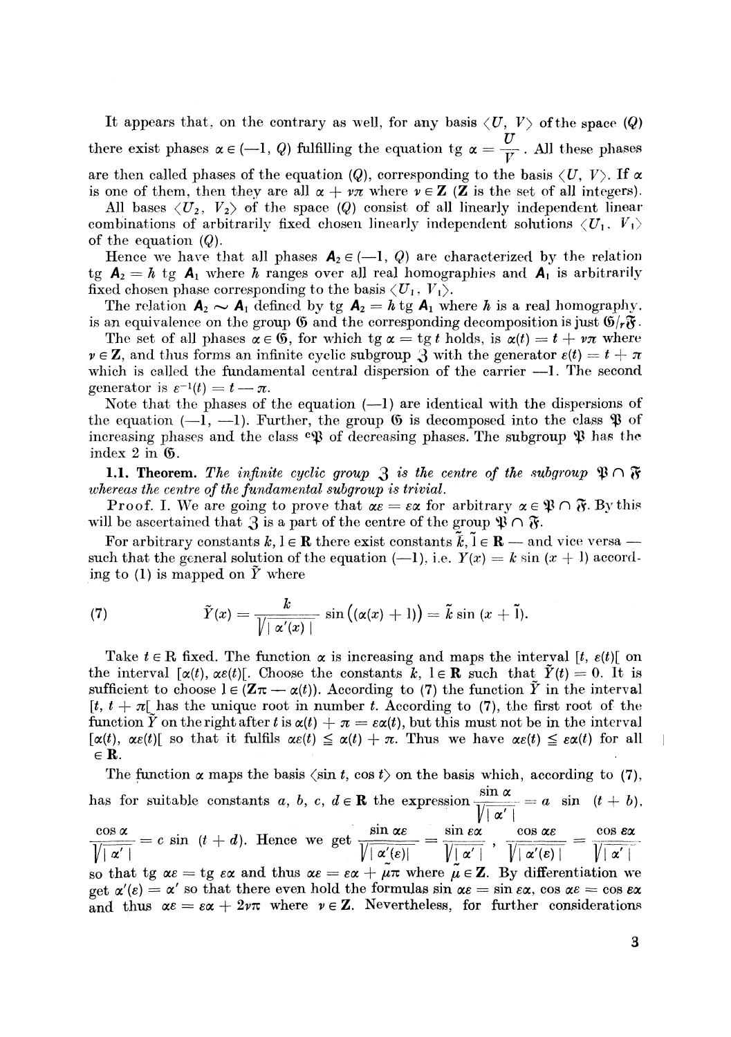It appears that, on the contrary as well, for any basis $\langle U, V \rangle$ of the space $(Q)$ there exist phases $\alpha \in (-1, Q)$ fulfilling the equation $\operatorname{tg} \alpha = \frac{U}{V}$. All these phases are then called phases of the equation $(Q)$, corresponding to the basis $\langle U, V \rangle$. If $\alpha$ is one of them, then they are all $\alpha + \nu\pi$ where $\nu \in \mathbf{Z}$ ($\mathbf{Z}$ is the set of all integers).

All bases $\langle U_2, V_2 \rangle$ of the space $(Q)$ consist of all linearly independent linear combinations of arbitrarily fixed chosen linearly independent solutions $\langle U_1, V_1 \rangle$ of the equation $(Q)$.

Hence we have that all phases $\mathbf{A}_2 \in (-1, Q)$ are characterized by the relation $\operatorname{tg} \mathbf{A}_2 = h \operatorname{tg} \mathbf{A}_1$ where $h$ ranges over all real homographies and $\mathbf{A}_1$ is arbitrarily fixed chosen phase corresponding to the basis $\langle U_1, V_1 \rangle$.

The relation $\mathbf{A}_2 \sim \mathbf{A}_1$ defined by $\operatorname{tg} \mathbf{A}_2 = h \operatorname{tg} \mathbf{A}_1$ where $h$ is a real homography, is an equivalence on the group $\mathfrak{G}$ and the corresponding decomposition is just $\mathfrak{G}/_r\mathfrak{F}$.

The set of all phases $\alpha \in \mathfrak{G}$, for which $\operatorname{tg} \alpha = \operatorname{tg} t$ holds, is $\alpha(t) = t + \nu\pi$ where $\nu \in \mathbf{Z}$, and thus forms an infinite cyclic subgroup $\mathfrak{Z}$ with the generator $\varepsilon(t) = t + \pi$ which is called the fundamental central dispersion of the carrier $-1$. The second generator is $\varepsilon^{-1}(t) = t - \pi$.

Note that the phases of the equation $(-1)$ are identical with the dispersions of the equation $(-1, -1)$. Further, the group $\mathfrak{G}$ is decomposed into the class $\mathfrak{P}$ of increasing phases and the class ${}^c\mathfrak{P}$ of decreasing phases. The subgroup $\mathfrak{P}$ has the index 2 in $\mathfrak{G}$.

**1.1. Theorem.** *The infinite cyclic group $\mathfrak{Z}$ is the centre of the subgroup $\mathfrak{P} \cap \mathfrak{F}$ whereas the centre of the fundamental subgroup is trivial.*

Proof. I. We are going to prove that $\alpha\varepsilon = \varepsilon\alpha$ for arbitrary $\alpha \in \mathfrak{P} \cap \mathfrak{F}$. By this will be ascertained that $\mathfrak{Z}$ is a part of the centre of the group $\mathfrak{P} \cap \mathfrak{F}$.

For arbitrary constants $k, l \in \mathbf{R}$ there exist constants $\tilde{k}, \tilde{l} \in \mathbf{R}$ — and vice versa — such that the general solution of the equation $(-1)$, i.e. $Y(x) = k \sin (x + l)$ according to (1) is mapped on $\tilde{Y}$ where

$$\tilde{Y}(x) = \frac{k}{\sqrt{|\alpha'(x)|}} \sin \big((\alpha(x) + l)\big) = \tilde{k} \sin (x + \tilde{l}). \tag{7}$$

Take $t \in \mathrm{R}$ fixed. The function $\alpha$ is increasing and maps the interval $[t, \varepsilon(t)[$ on the interval $[\alpha(t), \alpha\varepsilon(t)[$. Choose the constants $k, l \in \mathbf{R}$ such that $\tilde{Y}(t) = 0$. It is sufficient to choose $l \in (\mathbf{Z}\pi - \alpha(t))$. According to (7) the function $\tilde{Y}$ in the interval $[t, t + \pi[$ has the unique root in number $t$. According to (7), the first root of the function $\tilde{Y}$ on the right after $t$ is $\alpha(t) + \pi = \varepsilon\alpha(t)$, but this must not be in the interval $[\alpha(t), \alpha\varepsilon(t)[$ so that it fulfils $\alpha\varepsilon(t) \leqq \alpha(t) + \pi$. Thus we have $\alpha\varepsilon(t) \leqq \varepsilon\alpha(t)$ for all $\in \mathbf{R}$.

The function $\alpha$ maps the basis $\langle \sin t, \cos t \rangle$ on the basis which, according to (7), has for suitable constants $a, b, c, d \in \mathbf{R}$ the expression $\frac{\sin \alpha}{\sqrt{|\alpha'|}} = a \sin (t + b)$, $\frac{\cos \alpha}{\sqrt{|\alpha'|}} = c \sin (t + d)$. Hence we get $\frac{\sin \alpha\varepsilon}{\sqrt{|\alpha'(\varepsilon)|}} = \frac{\sin \varepsilon\alpha}{\sqrt{|\alpha'|}}$, $\frac{\cos \alpha\varepsilon}{\sqrt{|\alpha'(\varepsilon)|}} = \frac{\cos \varepsilon\alpha}{\sqrt{|\alpha'|}}$ so that $\operatorname{tg} \alpha\varepsilon = \operatorname{tg} \varepsilon\alpha$ and thus $\alpha\varepsilon = \varepsilon\alpha + \tilde{\mu}\pi$ where $\tilde{\mu} \in \mathbf{Z}$. By differentiation we get $\alpha'(\varepsilon) = \alpha'$ so that there even hold the formulas $\sin \alpha\varepsilon = \sin \varepsilon\alpha$, $\cos \alpha\varepsilon = \cos \varepsilon\alpha$ and thus $\alpha\varepsilon = \varepsilon\alpha + 2\nu\pi$ where $\nu \in \mathbf{Z}$. Nevertheless, for further considerations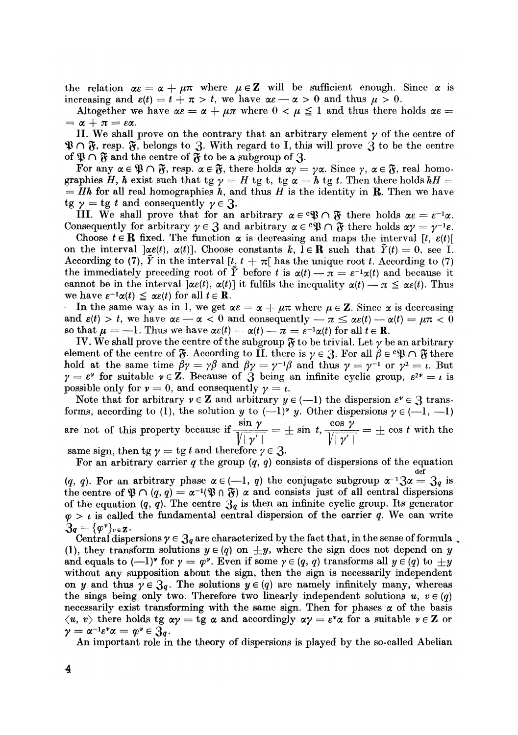the relation $\alpha\varepsilon = \alpha + \mu\pi$ where $\mu \in \mathbf{Z}$ will be sufficient enough. Since $\alpha$ is increasing and $\varepsilon(t) = t + \pi > t$, we have $\alpha\varepsilon - \alpha > 0$ and thus $\mu > 0$.

Altogether we have $\alpha\varepsilon = \alpha + \mu\pi$ where $0 < \mu \leqq 1$ and thus there holds $\alpha\varepsilon = \alpha + \pi = \varepsilon\alpha$.

II. We shall prove on the contrary that an arbitrary element $\gamma$ of the centre of $\mathfrak{P} \cap \mathfrak{F}$, resp. $\mathfrak{F}$, belongs to $\mathfrak{Z}$. With regard to I, this will prove $\mathfrak{Z}$ to be the centre of $\mathfrak{P} \cap \mathfrak{F}$ and the centre of $\mathfrak{F}$ to be a subgroup of $\mathfrak{Z}$.

For any $\alpha \in \mathfrak{P} \cap \mathfrak{F}$, resp. $\alpha \in \mathfrak{F}$, there holds $\alpha\gamma = \gamma\alpha$. Since $\gamma$, $\alpha \in \mathfrak{F}$, real homographies $H$, $h$ exist such that $\operatorname{tg} \gamma = H \operatorname{tg} t$, $\operatorname{tg} \alpha = h \operatorname{tg} t$. Then there holds $hH = Hh$ for all real homographies $h$, and thus $H$ is the identity in $\mathbf{R}$. Then we have $\operatorname{tg} \gamma = \operatorname{tg} t$ and consequently $\gamma \in \mathfrak{Z}$.

III. We shall prove that for an arbitrary $\alpha \in {}^{c}\mathfrak{P} \cap \mathfrak{F}$ there holds $\alpha\varepsilon = \varepsilon^{-1}\alpha$. Consequently for arbitrary $\gamma \in \mathfrak{Z}$ and arbitrary $\alpha \in {}^{c}\mathfrak{P} \cap \mathfrak{F}$ there holds $\alpha\gamma = \gamma^{-1}\varepsilon$.

Choose $t \in \mathbf{R}$ fixed. The function $\alpha$ is decreasing and maps the interval $[t, \varepsilon(t)[$ on the interval $]\alpha\varepsilon(t), \alpha(t)]$. Choose constants $k$, $l \in \mathbf{R}$ such that $\tilde{Y}(t) = 0$, see I. According to (7), $\tilde{Y}$ in the interval $[t, t + \pi[$ has the unique root $t$. According to (7) the immediately preceding root of $\tilde{Y}$ before $t$ is $\alpha(t) - \pi = \varepsilon^{-1}\alpha(t)$ and because it cannot be in the interval $]\alpha\varepsilon(t), \alpha(t)]$ it fulfils the inequality $\alpha(t) - \pi \leqq \alpha\varepsilon(t)$. Thus we have $\varepsilon^{-1}\alpha(t) \leqq \alpha\varepsilon(t)$ for all $t \in \mathbf{R}$.

In the same way as in I, we get $\alpha\varepsilon = \alpha + \mu\pi$ where $\mu \in \mathbf{Z}$. Since $\alpha$ is decreasing and $\varepsilon(t) > t$, we have $\alpha\varepsilon - \alpha < 0$ and consequently $-\pi \leq \alpha\varepsilon(t) - \alpha(t) = \mu\pi < 0$ so that $\mu = -1$. Thus we have $\alpha\varepsilon(t) = \alpha(t) - \pi = \varepsilon^{-1}\alpha(t)$ for all $t \in \mathbf{R}$.

IV. We shall prove the centre of the subgroup $\mathfrak{F}$ to be trivial. Let $\gamma$ be an arbitrary element of the centre of $\mathfrak{F}$. According to II. there is $\gamma \in \mathfrak{Z}$. For all $\beta \in {}^{c}\mathfrak{P} \cap \mathfrak{F}$ there hold at the same time $\beta\gamma = \gamma\beta$ and $\beta\gamma = \gamma^{-1}\beta$ and thus $\gamma = \gamma^{-1}$ or $\gamma^2 = \iota$. But $\gamma = \varepsilon^{\nu}$ for suitable $\nu \in \mathbf{Z}$. Because of $\mathfrak{Z}$ being an infinite cyclic group, $\varepsilon^{2\nu} = \iota$ is possible only for $\nu = 0$, and consequently $\gamma = \iota$.

Note that for arbitrary $\nu \in \mathbf{Z}$ and arbitrary $y \in (-1)$ the dispersion $\varepsilon^{\nu} \in \mathfrak{Z}$ transforms, according to (1), the solution $y$ to $(-1)^{\nu} y$. Other dispersions $\gamma \in (-1, -1)$ are not of this property because if $\dfrac{\sin \gamma}{\sqrt{|\gamma'|}} = \pm \sin t$, $\dfrac{\cos \gamma}{\sqrt{|\gamma'|}} = \pm \cos t$ with the same sign, then $\operatorname{tg} \gamma = \operatorname{tg} t$ and therefore $\gamma \in \mathfrak{Z}$.

For an arbitrary carrier $q$ the group $(q, q)$ consists of dispersions of the equation $(q, q)$. For an arbitrary phase $\alpha \in (-1, q)$ the conjugate subgroup $\alpha^{-1}\mathfrak{Z}\alpha \overset{\text{def}}{=} \mathfrak{Z}_q$ is the centre of $\mathfrak{P} \cap (q, q) = \alpha^{-1}(\mathfrak{P} \cap \mathfrak{F})\,\alpha$ and consists just of all central dispersions of the equation $(q, q)$. The centre $\mathfrak{Z}_q$ is then an infinite cyclic group. Its generator $\varphi > \iota$ is called the fundamental central dispersion of the carrier $q$. We can write $\mathfrak{Z}_q = \{\varphi^{\nu}\}_{\nu \in \mathbf{Z}}$.

Central dispersions $\gamma \in \mathfrak{Z}_q$ are characterized by the fact that, in the sense of formula (1), they transform solutions $y \in (q)$ on $\pm y$, where the sign does not depend on $y$ and equals to $(-1)^{\nu}$ for $\gamma = \varphi^{\nu}$. Even if some $\gamma \in (q, q)$ transforms all $y \in (q)$ to $\pm y$ without any supposition about the sign, then the sign is necessarily independent on $y$ and thus $\gamma \in \mathfrak{Z}_q$. The solutions $y \in (q)$ are namely infinitely many, whereas the sings being only two. Therefore two linearly independent solutions $u$, $v \in (q)$ necessarily exist transforming with the same sign. Then for phases $\alpha$ of the basis $\langle u, v\rangle$ there holds $\operatorname{tg} \alpha\gamma = \operatorname{tg} \alpha$ and accordingly $\alpha\gamma = \varepsilon^{\nu}\alpha$ for a suitable $\nu \in \mathbf{Z}$ or $\gamma = \alpha^{-1}\varepsilon^{\nu}\alpha = \varphi^{\nu} \in \mathfrak{Z}_q$.

An important role in the theory of dispersions is played by the so-called Abelian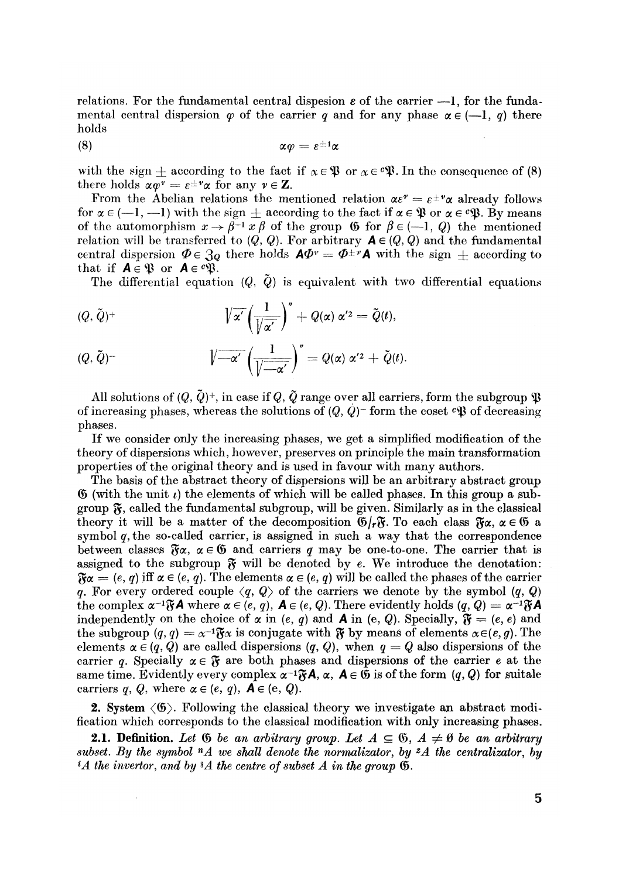relations. For the fundamental central dispesion $\varepsilon$ of the carrier $-1$, for the fundamental central dispersion $\varphi$ of the carrier $q$ and for any phase $\alpha \in (-1, q)$ there holds

$$\alpha\varphi = \varepsilon^{\pm 1}\alpha \tag{8}$$

with the sign $\pm$ according to the fact if $\alpha \in \mathfrak{P}$ or $\alpha \in {}^c\mathfrak{P}$. In the consequence of (8) there holds $\alpha\varphi^\nu = \varepsilon^{\pm\nu}\alpha$ for any $\nu \in \mathbf{Z}$.

From the Abelian relations the mentioned relation $\alpha\varepsilon^\nu = \varepsilon^{\pm\nu}\alpha$ already follows for $\alpha \in (-1, -1)$ with the sign $\pm$ according to the fact if $\alpha \in \mathfrak{P}$ or $\alpha \in {}^c\mathfrak{P}$. By means of the automorphism $x \to \beta^{-1} x \beta$ of the group $\mathfrak{G}$ for $\beta \in (-1, Q)$ the mentioned relation will be transferred to $(Q, Q)$. For arbitrary $\mathbf{A} \in (Q, Q)$ and the fundamental central dispersion $\Phi \in \mathfrak{Z}_Q$ there holds $\mathbf{A}\Phi^\nu = \Phi^{\pm\nu}\mathbf{A}$ with the sign $\pm$ according to that if $\mathbf{A} \in \mathfrak{P}$ or $\mathbf{A} \in {}^c\mathfrak{P}$.

The differential equation $(Q, \tilde{Q})$ is equivalent with two differential equations

$$(Q, \tilde{Q})^+ \qquad \sqrt{\alpha'}\left(\frac{1}{\sqrt{\alpha'}}\right)'' + Q(\alpha)\,\alpha'^2 = \tilde{Q}(t),$$

$$(Q, \tilde{Q})^- \qquad \sqrt{-\alpha'}\left(\frac{1}{\sqrt{-\alpha'}}\right)'' = Q(\alpha)\,\alpha'^2 + \tilde{Q}(t).$$

All solutions of $(Q, \tilde{Q})^+$, in case if $Q, \tilde{Q}$ range over all carriers, form the subgroup $\mathfrak{P}$ of increasing phases, whereas the solutions of $(Q, \tilde{Q})^-$ form the coset ${}^c\mathfrak{P}$ of decreasing phases.

If we consider only the increasing phases, we get a simplified modification of the theory of dispersions which, however, preserves on principle the main transformation properties of the original theory and is used in favour with many authors.

The basis of the abstract theory of dispersions will be an arbitrary abstract group $\mathfrak{G}$ (with the unit $\iota$) the elements of which will be called phases. In this group a subgroup $\mathfrak{F}$, called the fundamental subgroup, will be given. Similarly as in the classical theory it will be a matter of the decomposition $\mathfrak{G}/_r\mathfrak{F}$. To each class $\mathfrak{F}\alpha$, $\alpha \in \mathfrak{G}$ a symbol $q$, the so-called carrier, is assigned in such a way that the correspondence between classes $\mathfrak{F}\alpha$, $\alpha \in \mathfrak{G}$ and carriers $q$ may be one-to-one. The carrier that is assigned to the subgroup $\mathfrak{F}$ will be denoted by $e$. We introduce the denotation: $\mathfrak{F}\alpha = (e, q)$ iff $\alpha \in (e, q)$. The elements $\alpha \in (e, q)$ will be called the phases of the carrier $q$. For every ordered couple $\langle q, Q \rangle$ of the carriers we denote by the symbol $(q, Q)$ the complex $\alpha^{-1}\mathfrak{F}\mathbf{A}$ where $\alpha \in (e, q)$, $\mathbf{A} \in (e, Q)$. There evidently holds $(q, Q) = \alpha^{-1}\mathfrak{F}\mathbf{A}$ independently on the choice of $\alpha$ in $(e, q)$ and $\mathbf{A}$ in $(e, Q)$. Specially, $\mathfrak{F} = (e, e)$ and the subgroup $(q, q) = \alpha^{-1}\mathfrak{F}\alpha$ is conjugate with $\mathfrak{F}$ by means of elements $\alpha \in (e, q)$. The elements $\alpha \in (q, Q)$ are called dispersions $(q, Q)$, when $q = Q$ also dispersions of the carrier $q$. Specially $\alpha \in \mathfrak{F}$ are both phases and dispersions of the carrier $e$ at the same time. Evidently every complex $\alpha^{-1}\mathfrak{F}\mathbf{A}$, $\alpha$, $\mathbf{A} \in \mathfrak{G}$ is of the form $(q, Q)$ for suitale carriers $q$, $Q$, where $\alpha \in (e, q)$, $\mathbf{A} \in (e, Q)$.

**2. System $\langle \mathfrak{G} \rangle$.** Following the classical theory we investigate an abstract modification which corresponds to the classical modification with only increasing phases.

**2.1. Definition.** *Let $\mathfrak{G}$ be an arbitrary group. Let $A \subseteq \mathfrak{G}$, $A \neq \emptyset$ be an arbitrary subset. By the symbol ${}^nA$ we shall denote the normalizator, by ${}^zA$ the centralizator, by ${}^iA$ the invertor, and by ${}^{\mathfrak{z}}A$ the centre of subset $A$ in the group $\mathfrak{G}$.*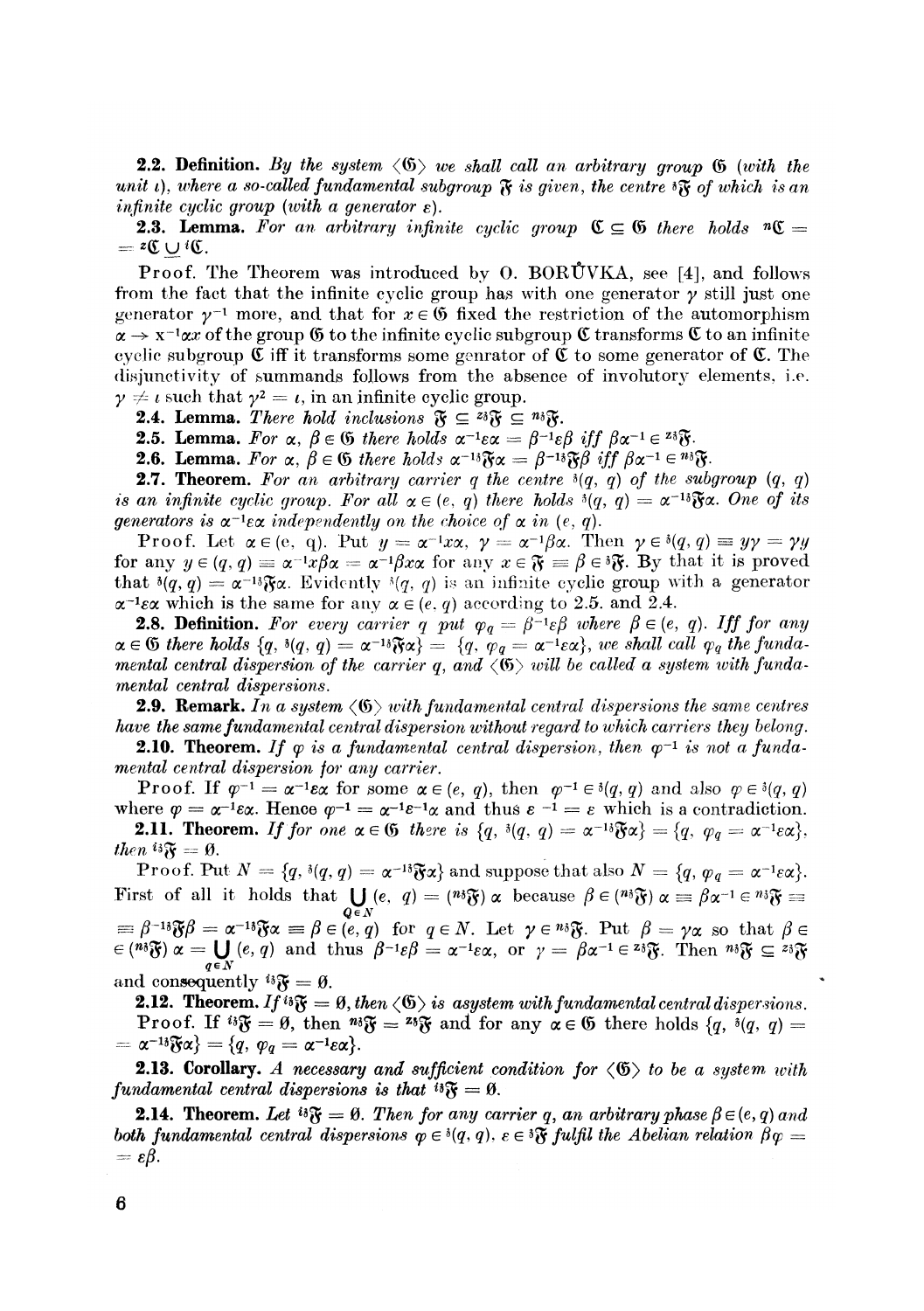**2.2. Definition.** *By the system $\langle \mathfrak{G} \rangle$ we shall call an arbitrary group $\mathfrak{G}$ (with the unit $\iota$), where a so-called fundamental subgroup $\mathfrak{F}$ is given, the centre ${}^{\mathfrak{z}}\mathfrak{F}$ of which is an infinite cyclic group (with a generator $\varepsilon$).*

**2.3. Lemma.** *For an arbitrary infinite cyclic group $\mathfrak{C} \subseteq \mathfrak{G}$ there holds ${}^{n}\mathfrak{C} = {}^{z}\mathfrak{C} \cup {}^{i}\mathfrak{C}$.*

Proof. The Theorem was introduced by O. BORŮVKA, see [4], and follows from the fact that the infinite cyclic group has with one generator $\gamma$ still just one generator $\gamma^{-1}$ more, and that for $x \in \mathfrak{G}$ fixed the restriction of the automorphism $\alpha \to x^{-1}\alpha x$ of the group $\mathfrak{G}$ to the infinite cyclic subgroup $\mathfrak{C}$ transforms $\mathfrak{C}$ to an infinite cyclic subgroup $\mathfrak{C}$ iff it transforms some genrator of $\mathfrak{C}$ to some generator of $\mathfrak{C}$. The disjunctivity of summands follows from the absence of involutory elements, i.e. $\gamma \neq \iota$ such that $\gamma^2 = \iota$, in an infinite cyclic group.

**2.4. Lemma.** *There hold inclusions $\mathfrak{F} \subseteq {}^{z\mathfrak{z}}\mathfrak{F} \subseteq {}^{n\mathfrak{z}}\mathfrak{F}$.*

**2.5. Lemma.** *For $\alpha, \beta \in \mathfrak{G}$ there holds $\alpha^{-1}\varepsilon\alpha = \beta^{-1}\varepsilon\beta$ iff $\beta\alpha^{-1} \in {}^{z\mathfrak{z}}\mathfrak{F}$.*

**2.6. Lemma.** *For $\alpha, \beta \in \mathfrak{G}$ there holds $\alpha^{-1\mathfrak{z}}\mathfrak{F}\alpha = \beta^{-1\mathfrak{z}}\mathfrak{F}\beta$ iff $\beta\alpha^{-1} \in {}^{n\mathfrak{z}}\mathfrak{F}$.*

**2.7. Theorem.** *For an arbitrary carrier $q$ the centre ${}^{\mathfrak{z}}(q, q)$ of the subgroup $(q, q)$ is an infinite cyclic group. For all $\alpha \in (e, q)$ there holds ${}^{\mathfrak{z}}(q, q) = \alpha^{-1\mathfrak{z}}\mathfrak{F}\alpha$. One of its generators is $\alpha^{-1}\varepsilon\alpha$ independently on the choice of $\alpha$ in $(e, q)$.*

Proof. Let $\alpha \in (e, q)$. Put $y = \alpha^{-1}x\alpha$, $\gamma = \alpha^{-1}\beta\alpha$. Then $\gamma \in {}^{\mathfrak{z}}(q, q) \equiv y\gamma = \gamma y$ for any $y \in (q, q) \equiv \alpha^{-1}x\beta\alpha = \alpha^{-1}\beta x\alpha$ for any $x \in \mathfrak{F} \equiv \beta \in {}^{\mathfrak{z}}\mathfrak{F}$. By that it is proved that ${}^{\mathfrak{z}}(q, q) = \alpha^{-1\mathfrak{z}}\mathfrak{F}\alpha$. Evidently ${}^{\mathfrak{z}}(q, q)$ is an infinite cyclic group with a generator $\alpha^{-1}\varepsilon\alpha$ which is the same for any $\alpha \in (e, q)$ according to 2.5. and 2.4.

**2.8. Definition.** *For every carrier $q$ put $\varphi_q = \beta^{-1}\varepsilon\beta$ where $\beta \in (e, q)$. Iff for any $\alpha \in \mathfrak{G}$ there holds $\{q, {}^{\mathfrak{z}}(q, q) = \alpha^{-1\mathfrak{z}}\mathfrak{F}\alpha\} = \{q, \varphi_q = \alpha^{-1}\varepsilon\alpha\}$, we shall call $\varphi_q$ the fundamental central dispersion of the carrier $q$, and $\langle \mathfrak{G} \rangle$ will be called a system with fundamental central dispersions.*

**2.9. Remark.** *In a system $\langle \mathfrak{G} \rangle$ with fundamental central dispersions the same centres have the same fundamental central dispersion without regard to which carriers they belong.*

**2.10. Theorem.** *If $\varphi$ is a fundamental central dispersion, then $\varphi^{-1}$ is not a fundamental central dispersion for any carrier.*

Proof. If $\varphi^{-1} = \alpha^{-1}\varepsilon\alpha$ for some $\alpha \in (e, q)$, then $\varphi^{-1} \in {}^{\mathfrak{z}}(q, q)$ and also $\varphi \in {}^{\mathfrak{z}}(q, q)$ where $\varphi = \alpha^{-1}\varepsilon\alpha$. Hence $\varphi^{-1} = \alpha^{-1}\varepsilon^{-1}\alpha$ and thus $\varepsilon^{-1} = \varepsilon$ which is a contradiction.

**2.11. Theorem.** *If for one $\alpha \in \mathfrak{G}$ there is $\{q, {}^{\mathfrak{z}}(q, q) = \alpha^{-1\mathfrak{z}}\mathfrak{F}\alpha\} = \{q, \varphi_q = \alpha^{-1}\varepsilon\alpha\}$, then ${}^{i\mathfrak{z}}\mathfrak{F} = \emptyset$.*

Proof. Put $N = \{q, {}^{\mathfrak{z}}(q, q) = \alpha^{-1\mathfrak{z}}\mathfrak{F}\alpha\}$ and suppose that also $N = \{q, \varphi_q = \alpha^{-1}\varepsilon\alpha\}$. First of all it holds that $\bigcup_{Q \in N} (e, q) = ({}^{n\mathfrak{z}}\mathfrak{F})\,\alpha$ because $\beta \in ({}^{n\mathfrak{z}}\mathfrak{F})\,\alpha \equiv \beta\alpha^{-1} \in {}^{n\mathfrak{z}}\mathfrak{F} \equiv$ $\equiv \beta^{-1\mathfrak{z}}\mathfrak{F}\beta = \alpha^{-1\mathfrak{z}}\mathfrak{F}\alpha \equiv \beta \in (e, q)$ for $q \in N$. Let $\gamma \in {}^{n\mathfrak{z}}\mathfrak{F}$. Put $\beta = \gamma\alpha$ so that $\beta \in ({}^{n\mathfrak{z}}\mathfrak{F})\,\alpha = \bigcup_{q \in N} (e, q)$ and thus $\beta^{-1}\varepsilon\beta = \alpha^{-1}\varepsilon\alpha$, or $\gamma = \beta\alpha^{-1} \in {}^{z\mathfrak{z}}\mathfrak{F}$. Then ${}^{n\mathfrak{z}}\mathfrak{F} \subseteq {}^{z\mathfrak{z}}\mathfrak{F}$ and consequently ${}^{i\mathfrak{z}}\mathfrak{F} = \emptyset$.

**2.12. Theorem.** *If ${}^{i\mathfrak{z}}\mathfrak{F} = \emptyset$, then $\langle \mathfrak{G} \rangle$ is asystem with fundamental central dispersions.*

Proof. If ${}^{i\mathfrak{z}}\mathfrak{F} = \emptyset$, then ${}^{n\mathfrak{z}}\mathfrak{F} = {}^{z\mathfrak{z}}\mathfrak{F}$ and for any $\alpha \in \mathfrak{G}$ there holds $\{q, {}^{\mathfrak{z}}(q, q) = \alpha^{-1\mathfrak{z}}\mathfrak{F}\alpha\} = \{q, \varphi_q = \alpha^{-1}\varepsilon\alpha\}$.

**2.13. Corollary.** *A necessary and sufficient condition for $\langle \mathfrak{G} \rangle$ to be a system with fundamental central dispersions is that ${}^{i\mathfrak{z}}\mathfrak{F} = \emptyset$.*

**2.14. Theorem.** *Let ${}^{i\mathfrak{z}}\mathfrak{F} = \emptyset$. Then for any carrier $q$, an arbitrary phase $\beta \in (e, q)$ and both fundamental central dispersions $\varphi \in {}^{\mathfrak{z}}(q, q)$, $\varepsilon \in {}^{\mathfrak{z}}\mathfrak{F}$ fulfil the Abelian relation $\beta\varphi = \varepsilon\beta$.*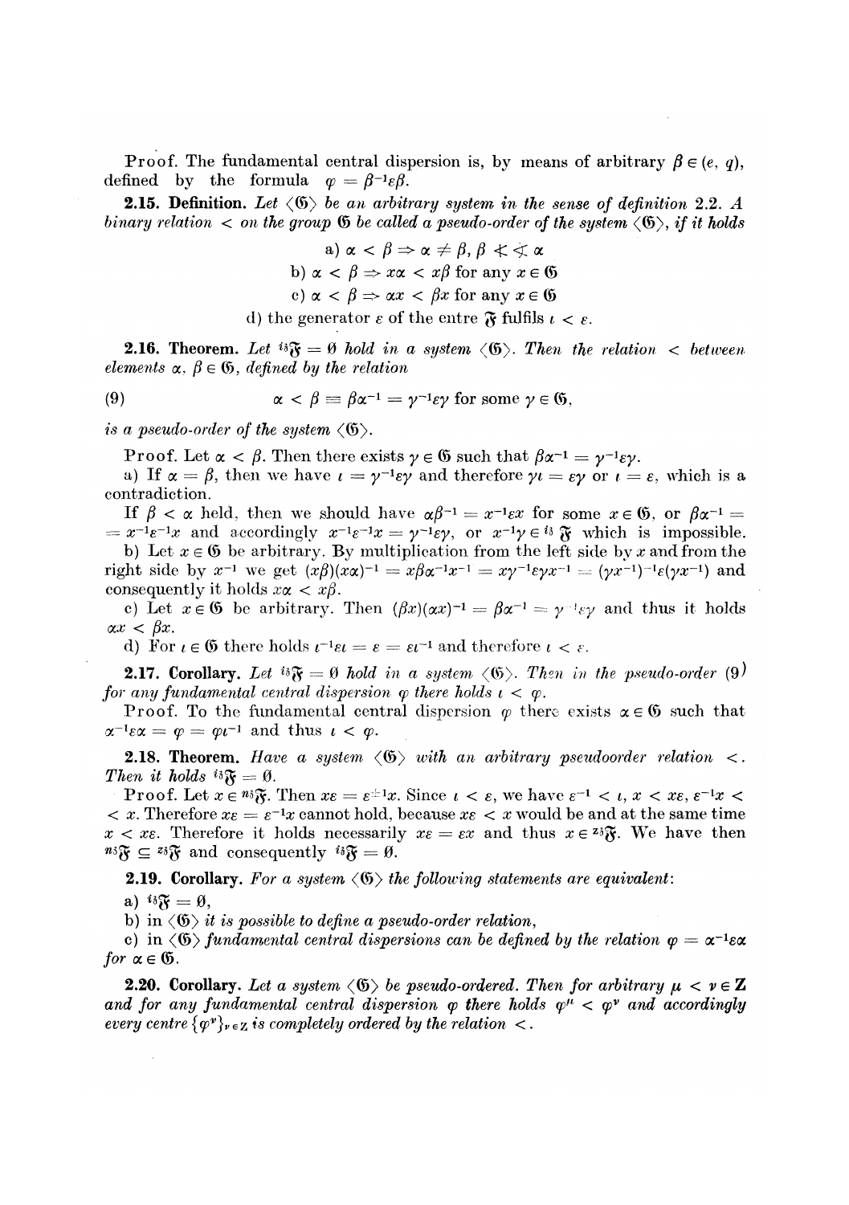Proof. The fundamental central dispersion is, by means of arbitrary $\beta \in (e, q)$, defined by the formula $\varphi = \beta^{-1}\varepsilon\beta$.

**2.15. Definition.** *Let $\langle\mathfrak{G}\rangle$ be an arbitrary system in the sense of definition 2.2. A binary relation $<$ on the group $\mathfrak{G}$ be called a pseudo-order of the system $\langle\mathfrak{G}\rangle$, if it holds*

$$\text{a) } \alpha < \beta \Rightarrow \alpha \neq \beta, \beta \not< \not\leq \alpha$$

$$\text{b) } \alpha < \beta \Rightarrow x\alpha < x\beta \text{ for any } x \in \mathfrak{G}$$

$$\text{c) } \alpha < \beta \Rightarrow \alpha x < \beta x \text{ for any } x \in \mathfrak{G}$$

d) the generator $\varepsilon$ of the centre $\mathfrak{F}$ fulfils $\iota < \varepsilon$.

**2.16. Theorem.** *Let ${}^{i\mathfrak{z}}\mathfrak{F} = \emptyset$ hold in a system $\langle\mathfrak{G}\rangle$. Then the relation $<$ between elements $\alpha, \beta \in \mathfrak{G}$, defined by the relation*

$$\alpha < \beta \equiv \beta\alpha^{-1} = \gamma^{-1}\varepsilon\gamma \text{ for some } \gamma \in \mathfrak{G}, \tag{9}$$

*is a pseudo-order of the system $\langle\mathfrak{G}\rangle$.*

Proof. Let $\alpha < \beta$. Then there exists $\gamma \in \mathfrak{G}$ such that $\beta\alpha^{-1} = \gamma^{-1}\varepsilon\gamma$.

a) If $\alpha = \beta$, then we have $\iota = \gamma^{-1}\varepsilon\gamma$ and therefore $\gamma\iota = \varepsilon\gamma$ or $\iota = \varepsilon$, which is a contradiction.

If $\beta < \alpha$ held, then we should have $\alpha\beta^{-1} = x^{-1}\varepsilon x$ for some $x \in \mathfrak{G}$, or $\beta\alpha^{-1} = x^{-1}\varepsilon^{-1}x$ and accordingly $x^{-1}\varepsilon^{-1}x = \gamma^{-1}\varepsilon\gamma$, or $x^{-1}\gamma \in {}^{i\mathfrak{z}}\mathfrak{F}$ which is impossible.

b) Let $x \in \mathfrak{G}$ be arbitrary. By multiplication from the left side by $x$ and from the right side by $x^{-1}$ we get $(x\beta)(x\alpha)^{-1} = x\beta\alpha^{-1}x^{-1} = x\gamma^{-1}\varepsilon\gamma x^{-1} = (\gamma x^{-1})^{-1}\varepsilon(\gamma x^{-1})$ and consequently it holds $x\alpha < x\beta$.

c) Let $x \in \mathfrak{G}$ be arbitrary. Then $(\beta x)(\alpha x)^{-1} = \beta\alpha^{-1} = \gamma^{-1}\varepsilon\gamma$ and thus it holds $\alpha x < \beta x$.

d) For $\iota \in \mathfrak{G}$ there holds $\iota^{-1}\varepsilon\iota = \varepsilon = \varepsilon\iota^{-1}$ and therefore $\iota < \varepsilon$.

**2.17. Corollary.** *Let ${}^{i\mathfrak{z}}\mathfrak{F} = \emptyset$ hold in a system $\langle\mathfrak{G}\rangle$. Then in the pseudo-order (9) for any fundamental central dispersion $\varphi$ there holds $\iota < \varphi$.*

Proof. To the fundamental central dispersion $\varphi$ there exists $\alpha \in \mathfrak{G}$ such that $\alpha^{-1}\varepsilon\alpha = \varphi = \varphi\iota^{-1}$ and thus $\iota < \varphi$.

**2.18. Theorem.** *Have a system $\langle\mathfrak{G}\rangle$ with an arbitrary pseudoorder relation $<$. Then it holds ${}^{i\mathfrak{z}}\mathfrak{F} = \emptyset$.*

Proof. Let $x \in {}^{n\mathfrak{z}}\mathfrak{F}$. Then $x\varepsilon = \varepsilon^{\pm 1}x$. Since $\iota < \varepsilon$, we have $\varepsilon^{-1} < \iota$, $x < x\varepsilon$, $\varepsilon^{-1}x < x$. Therefore $x\varepsilon = \varepsilon^{-1}x$ cannot hold, because $x\varepsilon < x$ would be and at the same time $x < x\varepsilon$. Therefore it holds necessarily $x\varepsilon = \varepsilon x$ and thus $x \in {}^{z\mathfrak{z}}\mathfrak{F}$. We have then ${}^{n\mathfrak{z}}\mathfrak{F} \subseteq {}^{z\mathfrak{z}}\mathfrak{F}$ and consequently ${}^{i\mathfrak{z}}\mathfrak{F} = \emptyset$.

**2.19. Corollary.** *For a system $\langle\mathfrak{G}\rangle$ the following statements are equivalent:*

a) ${}^{i\mathfrak{z}}\mathfrak{F} = \emptyset$,

b) *in $\langle\mathfrak{G}\rangle$ it is possible to define a pseudo-order relation,*

c) *in $\langle\mathfrak{G}\rangle$ fundamental central dispersions can be defined by the relation $\varphi = \alpha^{-1}\varepsilon\alpha$ for $\alpha \in \mathfrak{G}$.*

**2.20. Corollary.** *Let a system $\langle\mathfrak{G}\rangle$ be pseudo-ordered. Then for arbitrary $\mu < \nu \in \mathbf{Z}$ and for any fundamental central dispersion $\varphi$ there holds $\varphi^\mu < \varphi^\nu$ and accordingly every centre $\{\varphi^\nu\}_{\nu \in \mathbf{Z}}$ is completely ordered by the relation $<$.*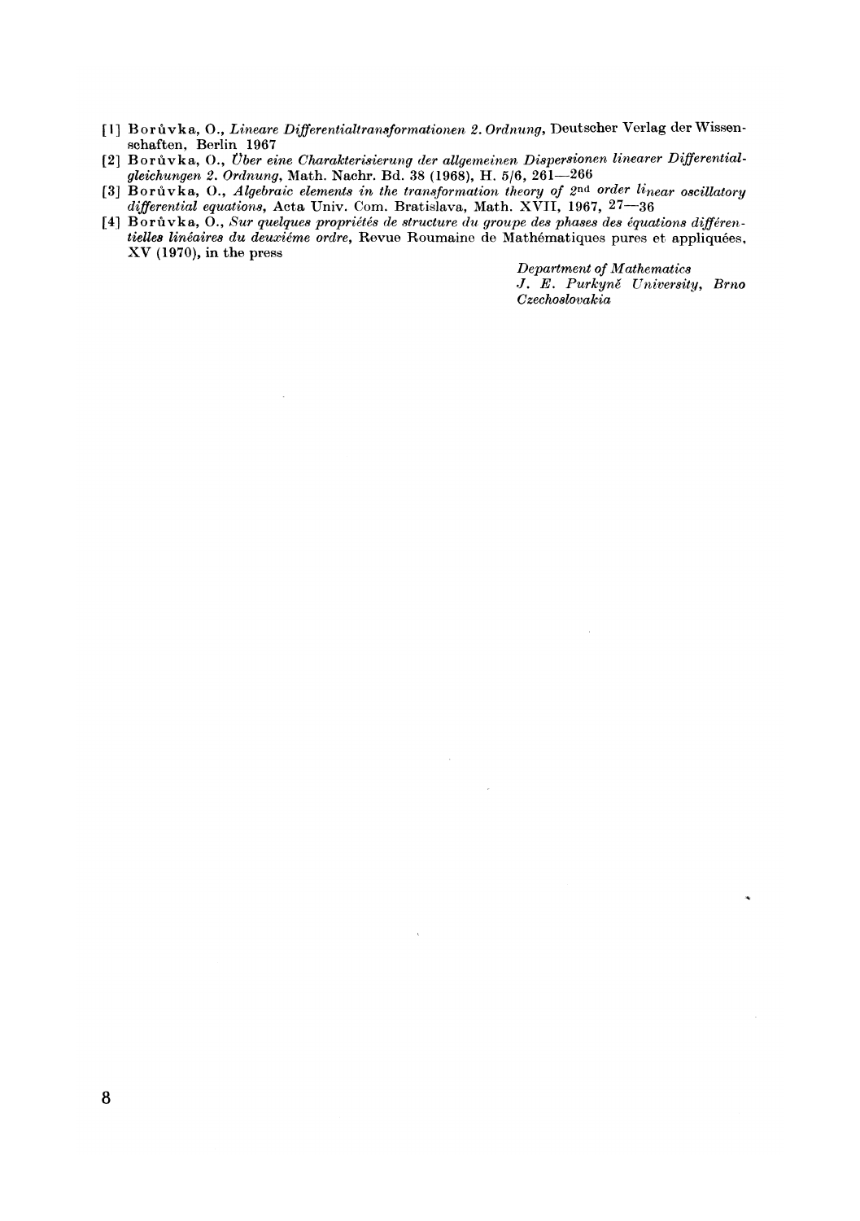[1] **Borůvka, O.**, *Lineare Differentialtransformationen 2. Ordnung*, Deutscher Verlag der Wissenschaften, Berlin 1967

[2] **Borůvka, O.**, *Über eine Charakterisierung der allgemeinen Dispersionen linearer Differentialgleichungen 2. Ordnung*, Math. Nachr. Bd. 38 (1968), H. 5/6, 261—266

[3] **Borůvka, O.**, *Algebraic elements in the transformation theory of 2nd order linear oscillatory differential equations*, Acta Univ. Com. Bratislava, Math. XVII, 1967, 27—36

[4] **Borůvka, O.**, *Sur quelques propriétés de structure du groupe des phases des équations différentielles linéaires du deuxième ordre*, Revue Roumaine de Mathématiques pures et appliquées, XV (1970), in the press

*Department of Mathematics*
*J. E. Purkyně University, Brno*
*Czechoslovakia*